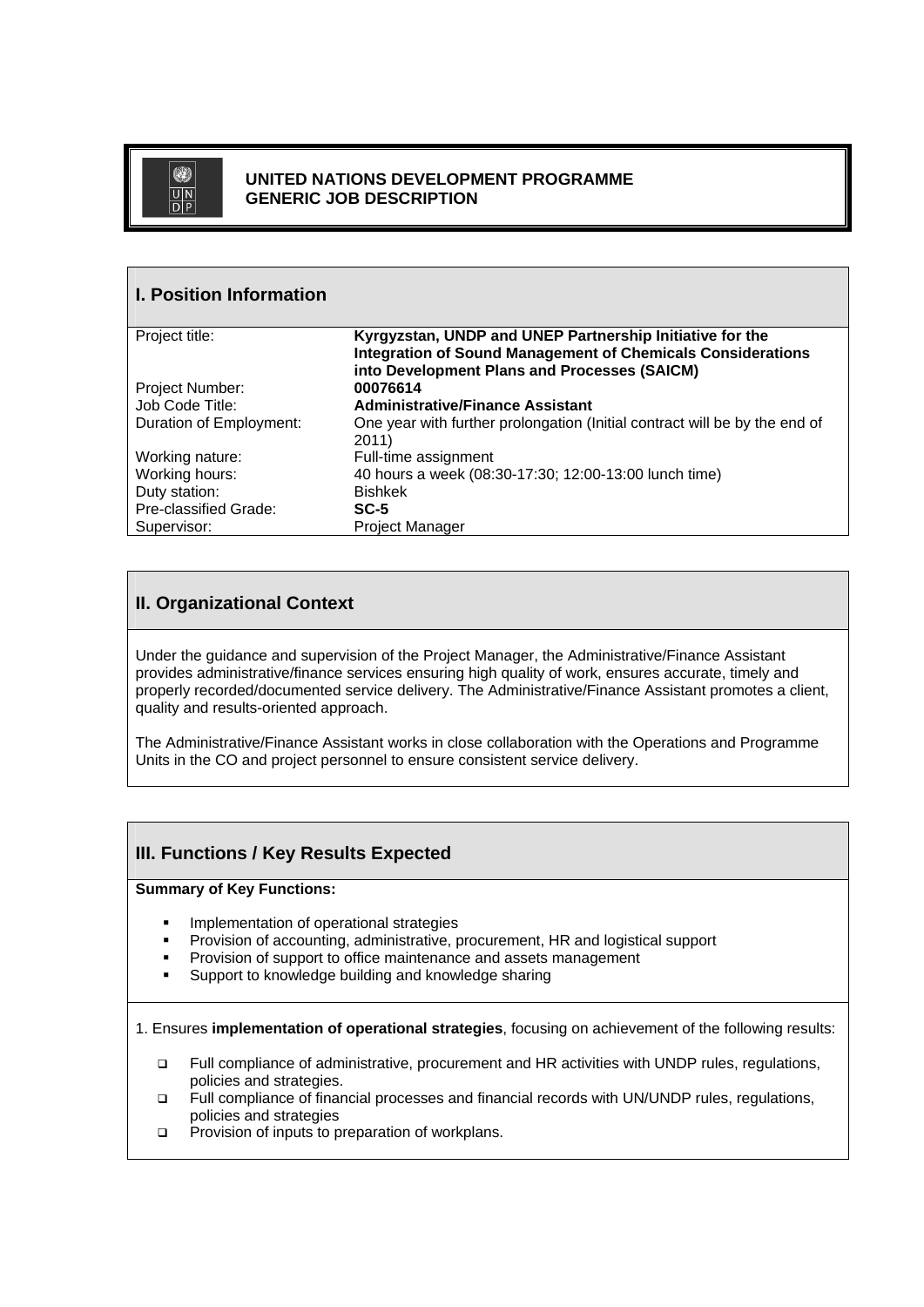**UNITED NATIONS DEVELOPMENT PROGRAMME**
**GENERIC JOB DESCRIPTION**

## I. Position Information

| | |
|---|---|
| Project title: | **Kyrgyzstan, UNDP and UNEP Partnership Initiative for the Integration of Sound Management of Chemicals Considerations into Development Plans and Processes (SAICM)** |
| Project Number: | **00076614** |
| Job Code Title: | **Administrative/Finance Assistant** |
| Duration of Employment: | One year with further prolongation (Initial contract will be by the end of 2011) |
| Working nature: | Full-time assignment |
| Working hours: | 40 hours a week (08:30-17:30; 12:00-13:00 lunch time) |
| Duty station: | Bishkek |
| Pre-classified Grade: | **SC-5** |
| Supervisor: | Project Manager |

## II. Organizational Context

Under the guidance and supervision of the Project Manager, the Administrative/Finance Assistant provides administrative/finance services ensuring high quality of work, ensures accurate, timely and properly recorded/documented service delivery. The Administrative/Finance Assistant promotes a client, quality and results-oriented approach.

The Administrative/Finance Assistant works in close collaboration with the Operations and Programme Units in the CO and project personnel to ensure consistent service delivery.

## III. Functions / Key Results Expected

**Summary of Key Functions:**

- Implementation of operational strategies
- Provision of accounting, administrative, procurement, HR and logistical support
- Provision of support to office maintenance and assets management
- Support to knowledge building and knowledge sharing

1. Ensures **implementation of operational strategies**, focusing on achievement of the following results:

- Full compliance of administrative, procurement and HR activities with UNDP rules, regulations, policies and strategies.
- Full compliance of financial processes and financial records with UN/UNDP rules, regulations, policies and strategies
- Provision of inputs to preparation of workplans.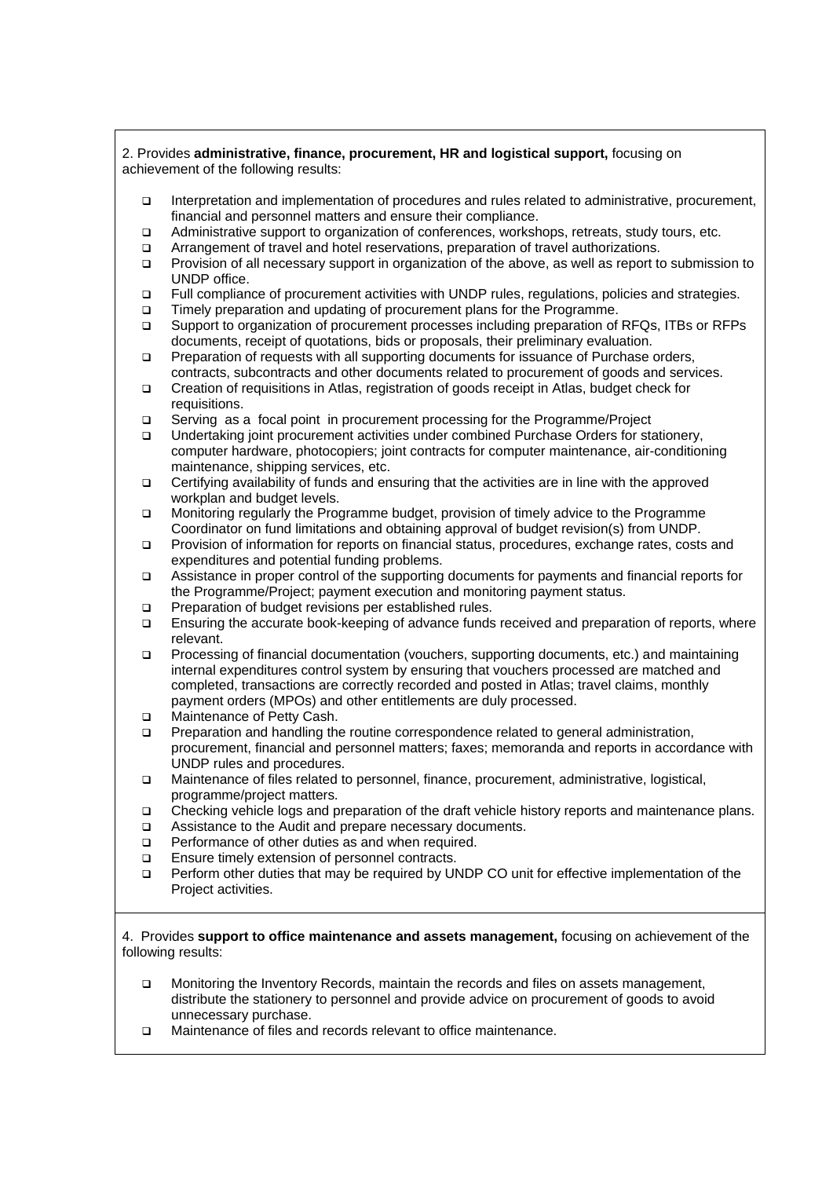2. Provides **administrative, finance, procurement, HR and logistical support,** focusing on achievement of the following results:

- Interpretation and implementation of procedures and rules related to administrative, procurement, financial and personnel matters and ensure their compliance.
- Administrative support to organization of conferences, workshops, retreats, study tours, etc.
- Arrangement of travel and hotel reservations, preparation of travel authorizations.
- Provision of all necessary support in organization of the above, as well as report to submission to UNDP office.
- Full compliance of procurement activities with UNDP rules, regulations, policies and strategies.
- Timely preparation and updating of procurement plans for the Programme.
- Support to organization of procurement processes including preparation of RFQs, ITBs or RFPs documents, receipt of quotations, bids or proposals, their preliminary evaluation.
- Preparation of requests with all supporting documents for issuance of Purchase orders, contracts, subcontracts and other documents related to procurement of goods and services.
- Creation of requisitions in Atlas, registration of goods receipt in Atlas, budget check for requisitions.
- Serving as a focal point in procurement processing for the Programme/Project
- Undertaking joint procurement activities under combined Purchase Orders for stationery, computer hardware, photocopiers; joint contracts for computer maintenance, air-conditioning maintenance, shipping services, etc.
- Certifying availability of funds and ensuring that the activities are in line with the approved workplan and budget levels.
- Monitoring regularly the Programme budget, provision of timely advice to the Programme Coordinator on fund limitations and obtaining approval of budget revision(s) from UNDP.
- Provision of information for reports on financial status, procedures, exchange rates, costs and expenditures and potential funding problems.
- Assistance in proper control of the supporting documents for payments and financial reports for the Programme/Project; payment execution and monitoring payment status.
- Preparation of budget revisions per established rules.
- Ensuring the accurate book-keeping of advance funds received and preparation of reports, where relevant.
- Processing of financial documentation (vouchers, supporting documents, etc.) and maintaining internal expenditures control system by ensuring that vouchers processed are matched and completed, transactions are correctly recorded and posted in Atlas; travel claims, monthly payment orders (MPOs) and other entitlements are duly processed.
- Maintenance of Petty Cash.
- Preparation and handling the routine correspondence related to general administration, procurement, financial and personnel matters; faxes; memoranda and reports in accordance with UNDP rules and procedures.
- Maintenance of files related to personnel, finance, procurement, administrative, logistical, programme/project matters.
- Checking vehicle logs and preparation of the draft vehicle history reports and maintenance plans.
- Assistance to the Audit and prepare necessary documents.
- Performance of other duties as and when required.
- Ensure timely extension of personnel contracts.
- Perform other duties that may be required by UNDP CO unit for effective implementation of the Project activities.

4. Provides **support to office maintenance and assets management,** focusing on achievement of the following results:

- Monitoring the Inventory Records, maintain the records and files on assets management, distribute the stationery to personnel and provide advice on procurement of goods to avoid unnecessary purchase.
- Maintenance of files and records relevant to office maintenance.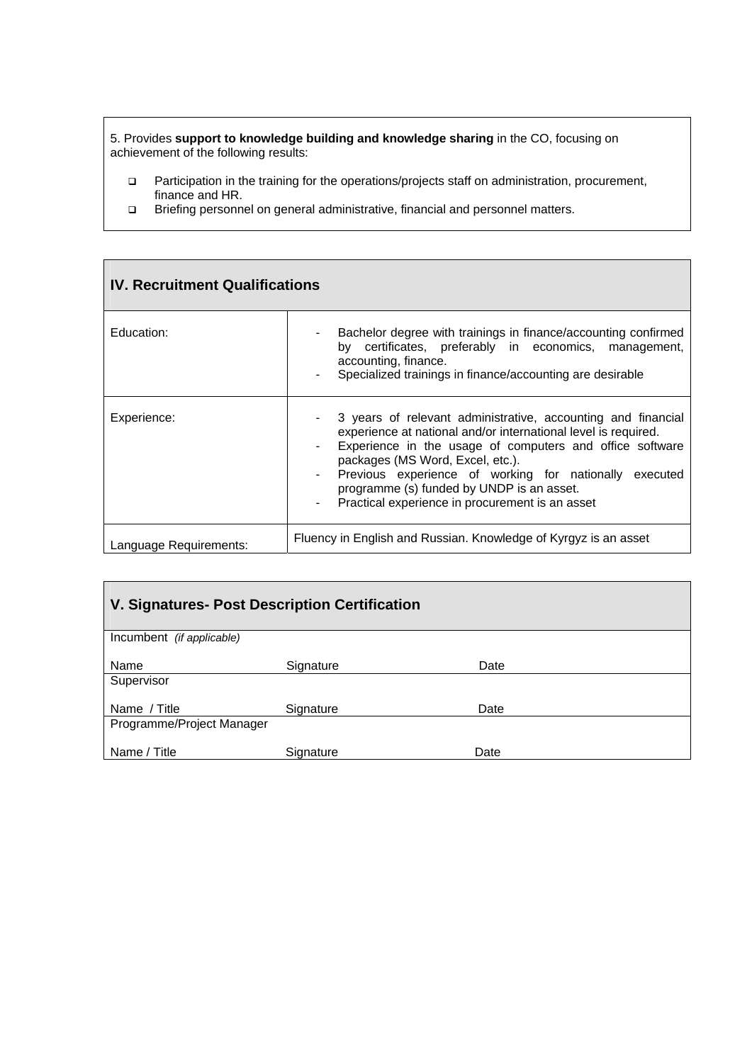5. Provides **support to knowledge building and knowledge sharing** in the CO, focusing on achievement of the following results:

- Participation in the training for the operations/projects staff on administration, procurement, finance and HR.
- Briefing personnel on general administrative, financial and personnel matters.

## IV. Recruitment Qualifications

| | |
|---|---|
| Education: | - Bachelor degree with trainings in finance/accounting confirmed by certificates, preferably in economics, management, accounting, finance.<br>- Specialized trainings in finance/accounting are desirable |
| Experience: | - 3 years of relevant administrative, accounting and financial experience at national and/or international level is required.<br>- Experience in the usage of computers and office software packages (MS Word, Excel, etc.).<br>- Previous experience of working for nationally executed programme (s) funded by UNDP is an asset.<br>- Practical experience in procurement is an asset |
| Language Requirements: | Fluency in English and Russian. Knowledge of Kyrgyz is an asset |

## V. Signatures- Post Description Certification

| | | |
|---|---|---|
| Incumbent *(if applicable)* | | |
| Name | Signature | Date |
| Supervisor | | |
| Name / Title | Signature | Date |
| Programme/Project Manager | | |
| Name / Title | Signature | Date |